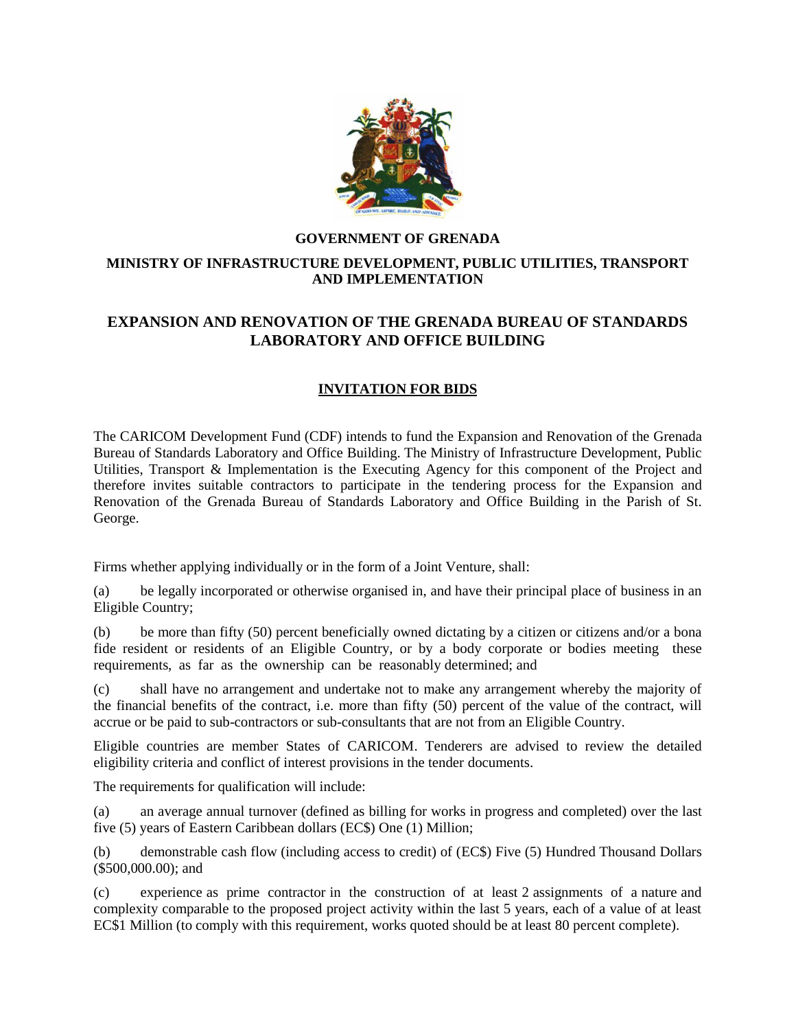**GOVERNMENT OF GRENADA**

**MINISTRY OF INFRASTRUCTURE DEVELOPMENT, PUBLIC UTILITIES, TRANSPORT AND IMPLEMENTATION**

# EXPANSION AND RENOVATION OF THE GRENADA BUREAU OF STANDARDS LABORATORY AND OFFICE BUILDING

## INVITATION FOR BIDS

The CARICOM Development Fund (CDF) intends to fund the Expansion and Renovation of the Grenada Bureau of Standards Laboratory and Office Building. The Ministry of Infrastructure Development, Public Utilities, Transport & Implementation is the Executing Agency for this component of the Project and therefore invites suitable contractors to participate in the tendering process for the Expansion and Renovation of the Grenada Bureau of Standards Laboratory and Office Building in the Parish of St. George.

Firms whether applying individually or in the form of a Joint Venture, shall:

(a) be legally incorporated or otherwise organised in, and have their principal place of business in an Eligible Country;

(b) be more than fifty (50) percent beneficially owned dictating by a citizen or citizens and/or a bona fide resident or residents of an Eligible Country, or by a body corporate or bodies meeting these requirements, as far as the ownership can be reasonably determined; and

(c) shall have no arrangement and undertake not to make any arrangement whereby the majority of the financial benefits of the contract, i.e. more than fifty (50) percent of the value of the contract, will accrue or be paid to sub-contractors or sub-consultants that are not from an Eligible Country.

Eligible countries are member States of CARICOM. Tenderers are advised to review the detailed eligibility criteria and conflict of interest provisions in the tender documents.

The requirements for qualification will include:

(a) an average annual turnover (defined as billing for works in progress and completed) over the last five (5) years of Eastern Caribbean dollars (EC$) One (1) Million;

(b) demonstrable cash flow (including access to credit) of (EC$) Five (5) Hundred Thousand Dollars ($500,000.00); and

(c) experience as prime contractor in the construction of at least 2 assignments of a nature and complexity comparable to the proposed project activity within the last 5 years, each of a value of at least EC$1 Million (to comply with this requirement, works quoted should be at least 80 percent complete).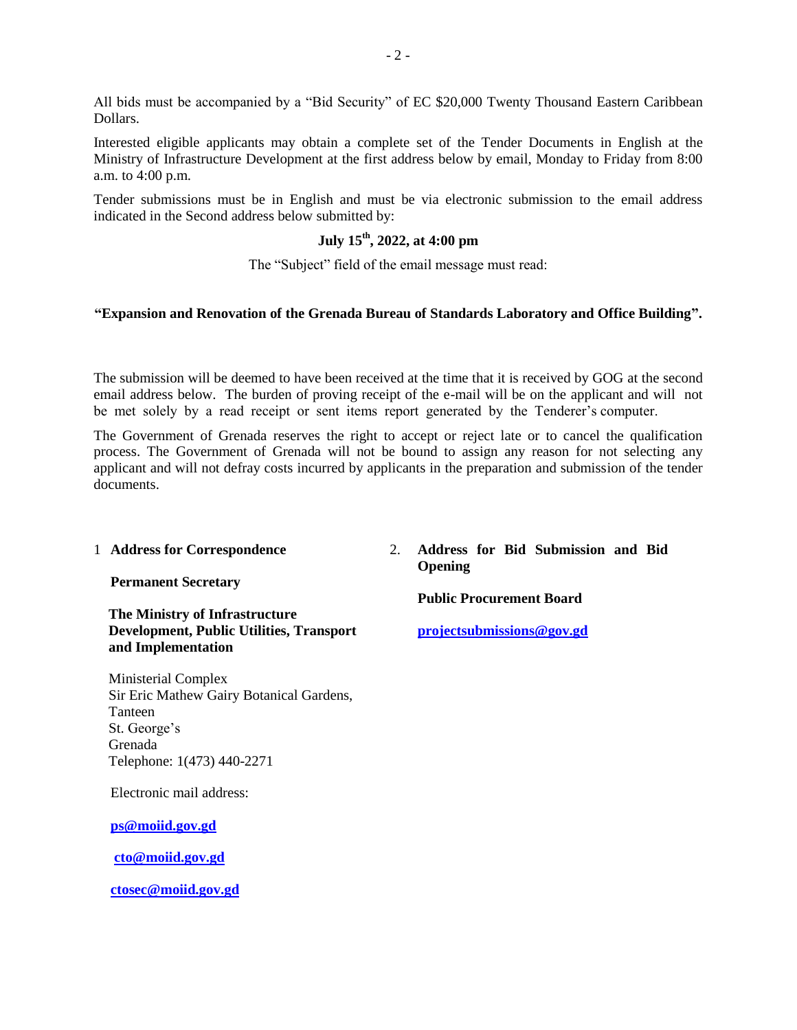All bids must be accompanied by a "Bid Security" of EC $20,000 Twenty Thousand Eastern Caribbean Dollars.

Interested eligible applicants may obtain a complete set of the Tender Documents in English at the Ministry of Infrastructure Development at the first address below by email, Monday to Friday from 8:00 a.m. to 4:00 p.m.

Tender submissions must be in English and must be via electronic submission to the email address indicated in the Second address below submitted by:

**July 15th, 2022, at 4:00 pm**

The "Subject" field of the email message must read:

**"Expansion and Renovation of the Grenada Bureau of Standards Laboratory and Office Building".**

The submission will be deemed to have been received at the time that it is received by GOG at the second email address below. The burden of proving receipt of the e-mail will be on the applicant and will not be met solely by a read receipt or sent items report generated by the Tenderer's computer.

The Government of Grenada reserves the right to accept or reject late or to cancel the qualification process. The Government of Grenada will not be bound to assign any reason for not selecting any applicant and will not defray costs incurred by applicants in the preparation and submission of the tender documents.

1 **Address for Correspondence**

**Permanent Secretary**

**The Ministry of Infrastructure Development, Public Utilities, Transport and Implementation**

Ministerial Complex
Sir Eric Mathew Gairy Botanical Gardens,
Tanteen
St. George's
Grenada
Telephone: 1(473) 440-2271

Electronic mail address:

**ps@moiid.gov.gd**

**cto@moiid.gov.gd**

**ctosec@moiid.gov.gd**

2. **Address for Bid Submission and Bid Opening**

**Public Procurement Board**

**projectsubmissions@gov.gd**